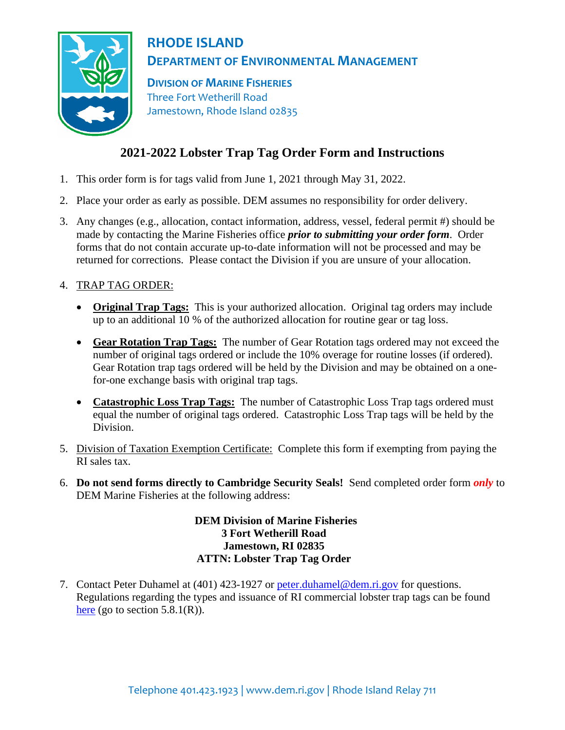# RHODE ISLAND

## DEPARTMENT OF ENVIRONMENTAL MANAGEMENT

**DIVISION OF MARINE FISHERIES**
Three Fort Wetherill Road
Jamestown, Rhode Island 02835

## 2021-2022 Lobster Trap Tag Order Form and Instructions

1. This order form is for tags valid from June 1, 2021 through May 31, 2022.
2. Place your order as early as possible. DEM assumes no responsibility for order delivery.
3. Any changes (e.g., allocation, contact information, address, vessel, federal permit #) should be made by contacting the Marine Fisheries office ***prior to submitting your order form***. Order forms that do not contain accurate up-to-date information will not be processed and may be returned for corrections. Please contact the Division if you are unsure of your allocation.
4. TRAP TAG ORDER:
   - **Original Trap Tags:** This is your authorized allocation. Original tag orders may include up to an additional 10 % of the authorized allocation for routine gear or tag loss.
   - **Gear Rotation Trap Tags:** The number of Gear Rotation tags ordered may not exceed the number of original tags ordered or include the 10% overage for routine losses (if ordered). Gear Rotation trap tags ordered will be held by the Division and may be obtained on a one-for-one exchange basis with original trap tags.
   - **Catastrophic Loss Trap Tags:** The number of Catastrophic Loss Trap tags ordered must equal the number of original tags ordered. Catastrophic Loss Trap tags will be held by the Division.
5. Division of Taxation Exemption Certificate: Complete this form if exempting from paying the RI sales tax.
6. **Do not send forms directly to Cambridge Security Seals!** Send completed order form ***only*** to DEM Marine Fisheries at the following address:

   **DEM Division of Marine Fisheries**
   **3 Fort Wetherill Road**
   **Jamestown, RI 02835**
   **ATTN: Lobster Trap Tag Order**

7. Contact Peter Duhamel at (401) 423-1927 or peter.duhamel@dem.ri.gov for questions. Regulations regarding the types and issuance of RI commercial lobster trap tags can be found here (go to section 5.8.1(R)).

Telephone 401.423.1923 | www.dem.ri.gov | Rhode Island Relay 711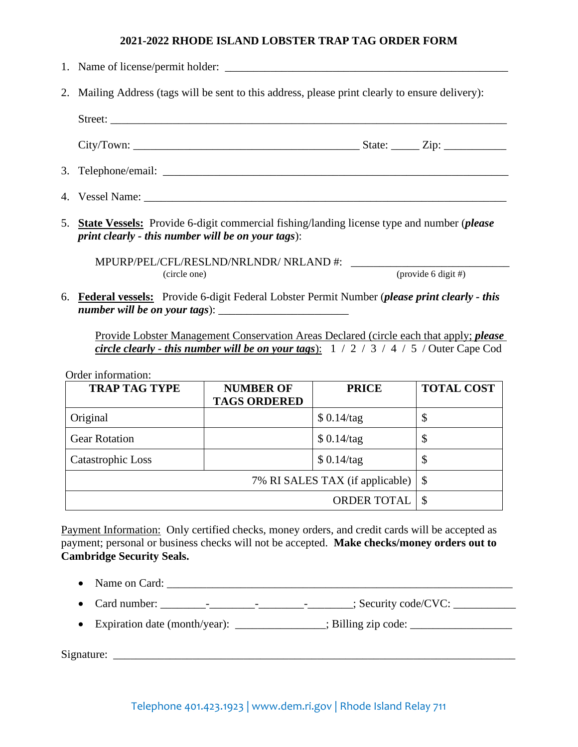# 2021-2022 RHODE ISLAND LOBSTER TRAP TAG ORDER FORM

1. Name of license/permit holder: ___________________________________________________

2. Mailing Address (tags will be sent to this address, please print clearly to ensure delivery):

   Street: ___________________________________________________________________

   City/Town: ______________________________________ State: _____ Zip: ___________

3. Telephone/email: ___________________________________________________________

4. Vessel Name: ______________________________________________________________

5. **State Vessels:** Provide 6-digit commercial fishing/landing license type and number (***please print clearly - this number will be on your tags***):

   MPURP/PEL/CFL/RESLND/NRLNDR/ NRLAND #: ____________________________
   (circle one) (provide 6 digit #)

6. **Federal vessels:** Provide 6-digit Federal Lobster Permit Number (***please print clearly - this number will be on your tags***): _______________________

   Provide Lobster Management Conservation Areas Declared (circle each that apply; ***please circle clearly - this number will be on your tags***): 1 / 2 / 3 / 4 / 5 / Outer Cape Cod

Order information:

| TRAP TAG TYPE | NUMBER OF TAGS ORDERED | PRICE | TOTAL COST |
|---|---|---|---|
| Original | | $ 0.14/tag | $ |
| Gear Rotation | | $ 0.14/tag | $ |
| Catastrophic Loss | | $ 0.14/tag | $ |
| | | 7% RI SALES TAX (if applicable) | $ |
| | | ORDER TOTAL | $ |

Payment Information: Only certified checks, money orders, and credit cards will be accepted as payment; personal or business checks will not be accepted. **Make checks/money orders out to Cambridge Security Seals.**

- Name on Card: _____________________________________________________________
- Card number: ________-________-________-________; Security code/CVC: ___________
- Expiration date (month/year): _______________; Billing zip code: __________________

Signature: __________________________________________________________________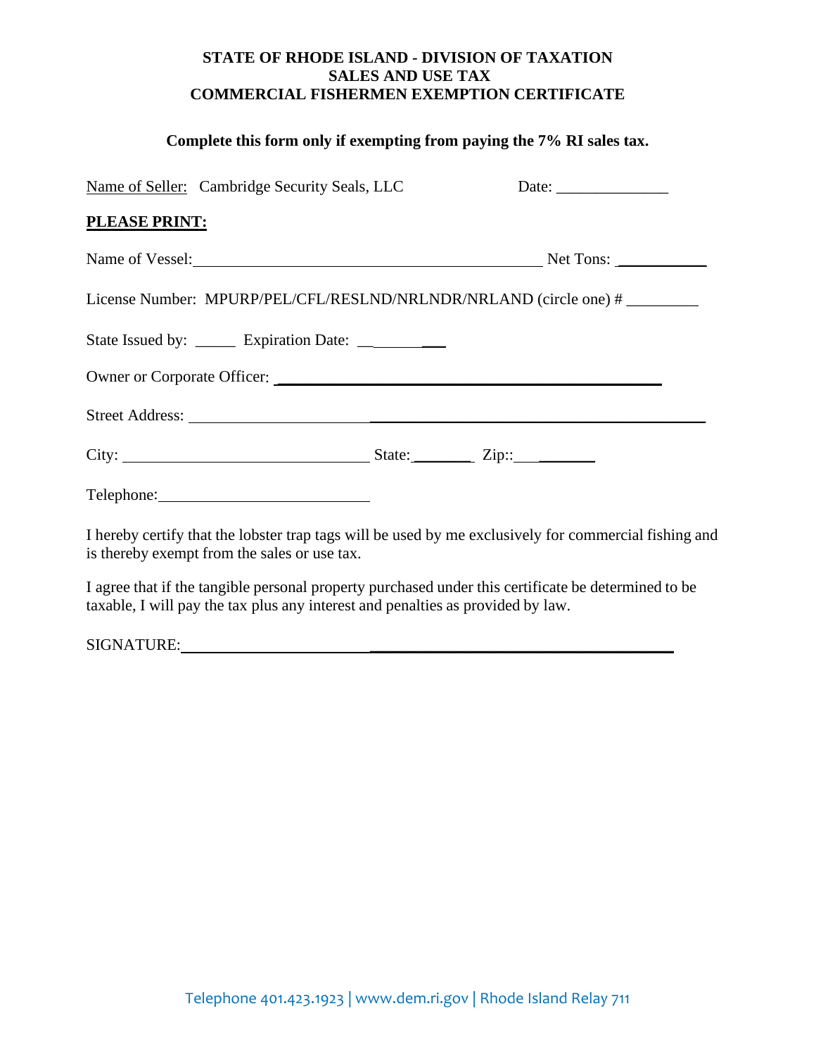**STATE OF RHODE ISLAND - DIVISION OF TAXATION**
**SALES AND USE TAX**
**COMMERCIAL FISHERMEN EXEMPTION CERTIFICATE**

**Complete this form only if exempting from paying the 7% RI sales tax.**

Name of Seller: Cambridge Security Seals, LLC Date: ______________

**PLEASE PRINT:**

Name of Vessel: ____________________________________________ Net Tons: ___________

License Number: MPURP/PEL/CFL/RESLND/NRLNDR/NRLAND (circle one) # _________

State Issued by: _____ Expiration Date: __________

Owner or Corporate Officer: ________________________________________________

Street Address: ____________________________________________________________

City: _______________________________ State: _______ Zip:: __________

Telephone: ___________________________

I hereby certify that the lobster trap tags will be used by me exclusively for commercial fishing and is thereby exempt from the sales or use tax.

I agree that if the tangible personal property purchased under this certificate be determined to be taxable, I will pay the tax plus any interest and penalties as provided by law.

SIGNATURE: ________________________________________________________________

Telephone 401.423.1923 | www.dem.ri.gov | Rhode Island Relay 711